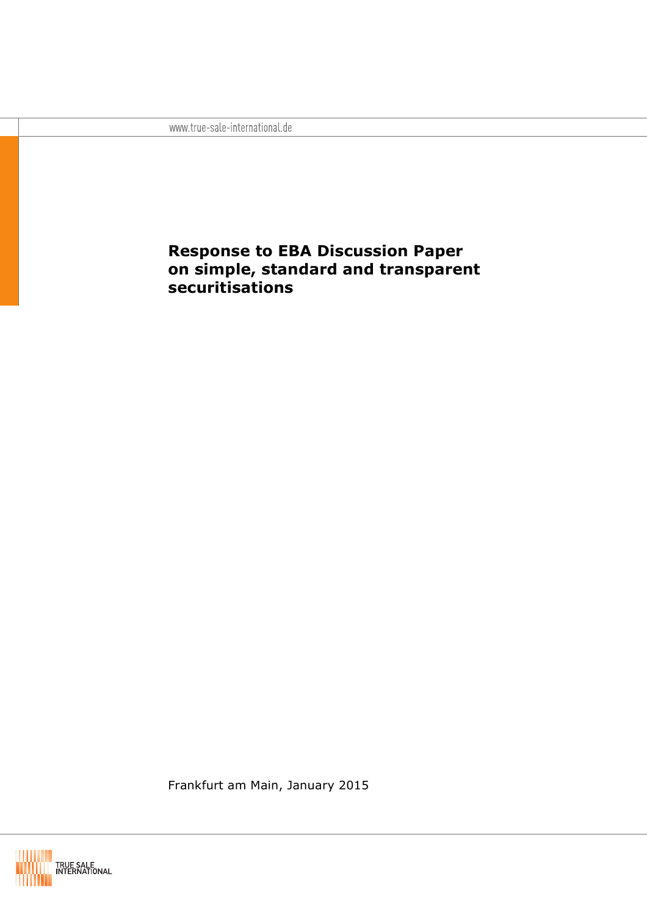www.true-sale-international.de

# Response to EBA Discussion Paper on simple, standard and transparent securitisations

Frankfurt am Main, January 2015

TRUE SALE INTERNATIONAL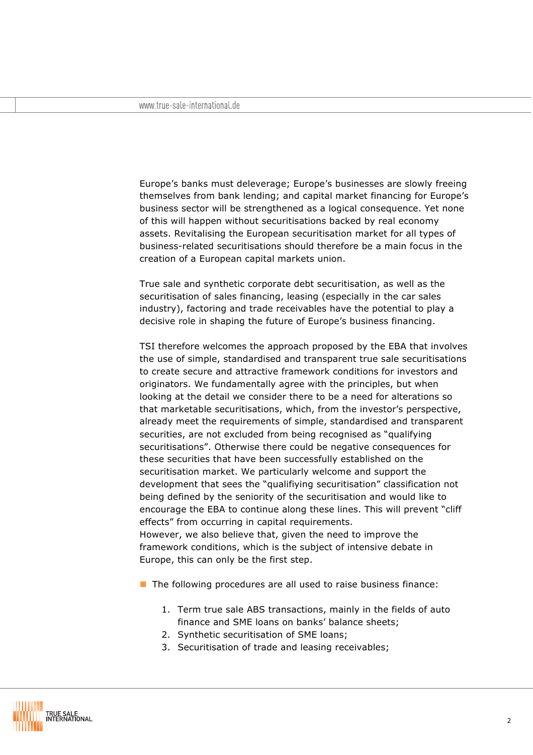Europe's banks must deleverage; Europe's businesses are slowly freeing themselves from bank lending; and capital market financing for Europe's business sector will be strengthened as a logical consequence. Yet none of this will happen without securitisations backed by real economy assets. Revitalising the European securitisation market for all types of business-related securitisations should therefore be a main focus in the creation of a European capital markets union.

True sale and synthetic corporate debt securitisation, as well as the securitisation of sales financing, leasing (especially in the car sales industry), factoring and trade receivables have the potential to play a decisive role in shaping the future of Europe's business financing.

TSI therefore welcomes the approach proposed by the EBA that involves the use of simple, standardised and transparent true sale securitisations to create secure and attractive framework conditions for investors and originators. We fundamentally agree with the principles, but when looking at the detail we consider there to be a need for alterations so that marketable securitisations, which, from the investor's perspective, already meet the requirements of simple, standardised and transparent securities, are not excluded from being recognised as "qualifying securitisations". Otherwise there could be negative consequences for these securities that have been successfully established on the securitisation market. We particularly welcome and support the development that sees the "qualifiying securitisation" classification not being defined by the seniority of the securitisation and would like to encourage the EBA to continue along these lines. This will prevent "cliff effects" from occurring in capital requirements.
However, we also believe that, given the need to improve the framework conditions, which is the subject of intensive debate in Europe, this can only be the first step.

- The following procedures are all used to raise business finance:

    1. Term true sale ABS transactions, mainly in the fields of auto finance and SME loans on banks' balance sheets;
    2. Synthetic securitisation of SME loans;
    3. Securitisation of trade and leasing receivables;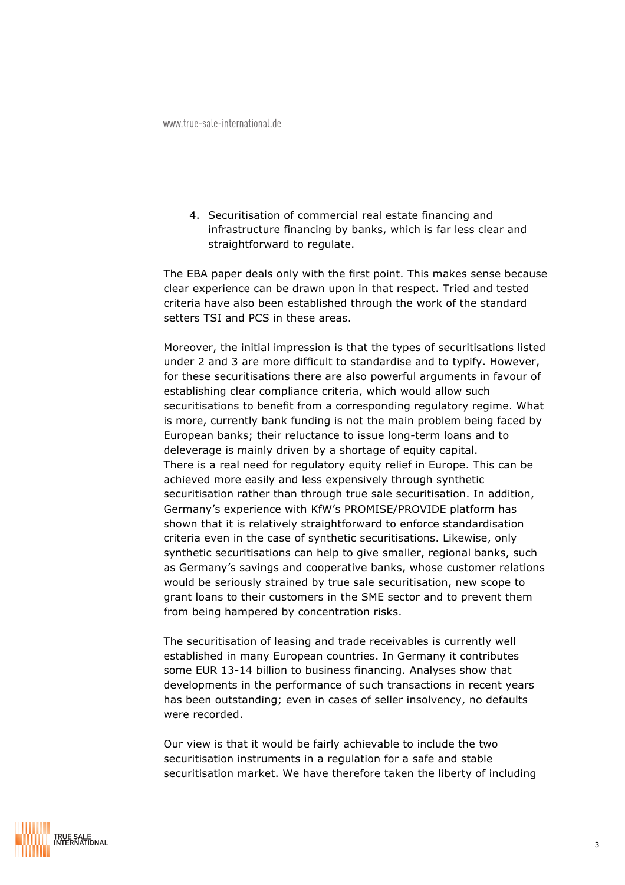4. Securitisation of commercial real estate financing and infrastructure financing by banks, which is far less clear and straightforward to regulate.

The EBA paper deals only with the first point. This makes sense because clear experience can be drawn upon in that respect. Tried and tested criteria have also been established through the work of the standard setters TSI and PCS in these areas.

Moreover, the initial impression is that the types of securitisations listed under 2 and 3 are more difficult to standardise and to typify. However, for these securitisations there are also powerful arguments in favour of establishing clear compliance criteria, which would allow such securitisations to benefit from a corresponding regulatory regime. What is more, currently bank funding is not the main problem being faced by European banks; their reluctance to issue long-term loans and to deleverage is mainly driven by a shortage of equity capital.
There is a real need for regulatory equity relief in Europe. This can be achieved more easily and less expensively through synthetic securitisation rather than through true sale securitisation. In addition, Germany's experience with KfW's PROMISE/PROVIDE platform has shown that it is relatively straightforward to enforce standardisation criteria even in the case of synthetic securitisations. Likewise, only synthetic securitisations can help to give smaller, regional banks, such as Germany's savings and cooperative banks, whose customer relations would be seriously strained by true sale securitisation, new scope to grant loans to their customers in the SME sector and to prevent them from being hampered by concentration risks.

The securitisation of leasing and trade receivables is currently well established in many European countries. In Germany it contributes some EUR 13-14 billion to business financing. Analyses show that developments in the performance of such transactions in recent years has been outstanding; even in cases of seller insolvency, no defaults were recorded.

Our view is that it would be fairly achievable to include the two securitisation instruments in a regulation for a safe and stable securitisation market. We have therefore taken the liberty of including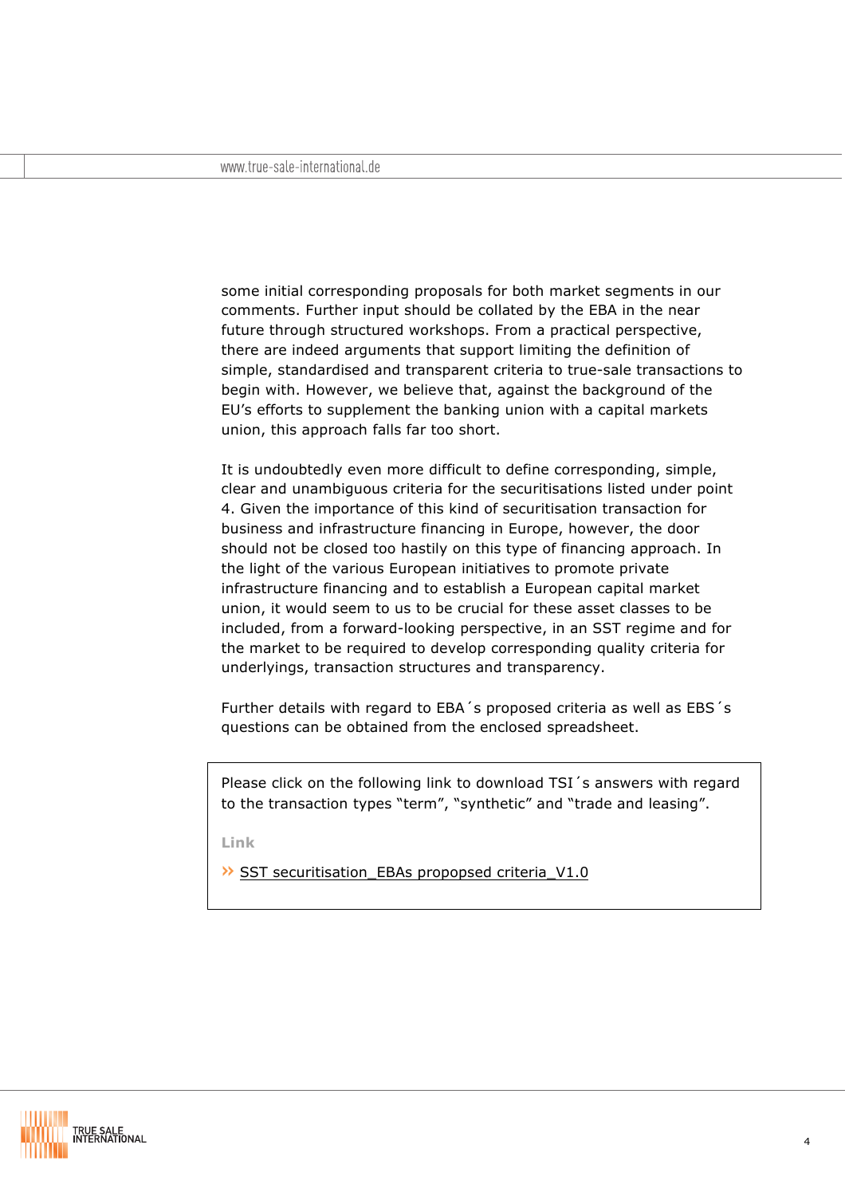some initial corresponding proposals for both market segments in our comments. Further input should be collated by the EBA in the near future through structured workshops. From a practical perspective, there are indeed arguments that support limiting the definition of simple, standardised and transparent criteria to true-sale transactions to begin with. However, we believe that, against the background of the EU's efforts to supplement the banking union with a capital markets union, this approach falls far too short.

It is undoubtedly even more difficult to define corresponding, simple, clear and unambiguous criteria for the securitisations listed under point 4. Given the importance of this kind of securitisation transaction for business and infrastructure financing in Europe, however, the door should not be closed too hastily on this type of financing approach. In the light of the various European initiatives to promote private infrastructure financing and to establish a European capital market union, it would seem to us to be crucial for these asset classes to be included, from a forward-looking perspective, in an SST regime and for the market to be required to develop corresponding quality criteria for underlyings, transaction structures and transparency.

Further details with regard to EBA´s proposed criteria as well as EBS´s questions can be obtained from the enclosed spreadsheet.

Please click on the following link to download TSI´s answers with regard to the transaction types "term", "synthetic" and "trade and leasing".

**Link**

» SST securitisation_EBAs propopsed criteria_V1.0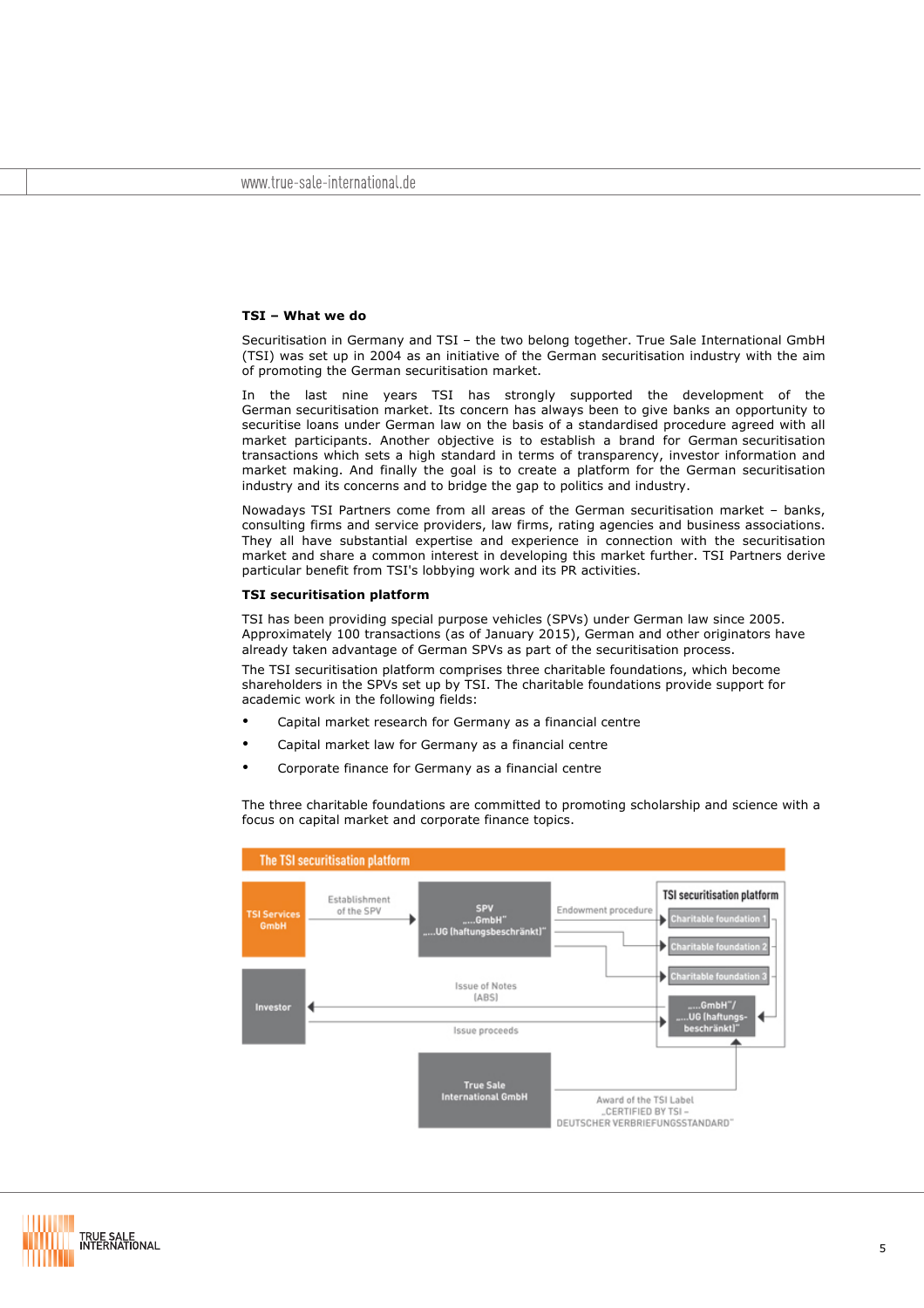## TSI – What we do

Securitisation in Germany and TSI – the two belong together. True Sale International GmbH (TSI) was set up in 2004 as an initiative of the German securitisation industry with the aim of promoting the German securitisation market.

In the last nine years TSI has strongly supported the development of the German securitisation market. Its concern has always been to give banks an opportunity to securitise loans under German law on the basis of a standardised procedure agreed with all market participants. Another objective is to establish a brand for German securitisation transactions which sets a high standard in terms of transparency, investor information and market making. And finally the goal is to create a platform for the German securitisation industry and its concerns and to bridge the gap to politics and industry.

Nowadays TSI Partners come from all areas of the German securitisation market – banks, consulting firms and service providers, law firms, rating agencies and business associations. They all have substantial expertise and experience in connection with the securitisation market and share a common interest in developing this market further. TSI Partners derive particular benefit from TSI's lobbying work and its PR activities.

## TSI securitisation platform

TSI has been providing special purpose vehicles (SPVs) under German law since 2005. Approximately 100 transactions (as of January 2015), German and other originators have already taken advantage of German SPVs as part of the securitisation process.

The TSI securitisation platform comprises three charitable foundations, which become shareholders in the SPVs set up by TSI. The charitable foundations provide support for academic work in the following fields:

- Capital market research for Germany as a financial centre
- Capital market law for Germany as a financial centre
- Corporate finance for Germany as a financial centre

The three charitable foundations are committed to promoting scholarship and science with a focus on capital market and corporate finance topics.

**The TSI securitisation platform**

TSI Services GmbH — Establishment of the SPV → SPV „...GmbH" „...UG (haftungsbeschränkt)"

Endowment procedure → TSI securitisation platform: Charitable foundation 1, Charitable foundation 2, Charitable foundation 3 → „...GmbH"/ „...UG (haftungs-beschränkt)"

Investor ← Issue of Notes (ABS)

Investor → Issue proceeds

True Sale International GmbH → Award of the TSI Label „CERTIFIED BY TSI – DEUTSCHER VERBRIEFUNGSSTANDARD"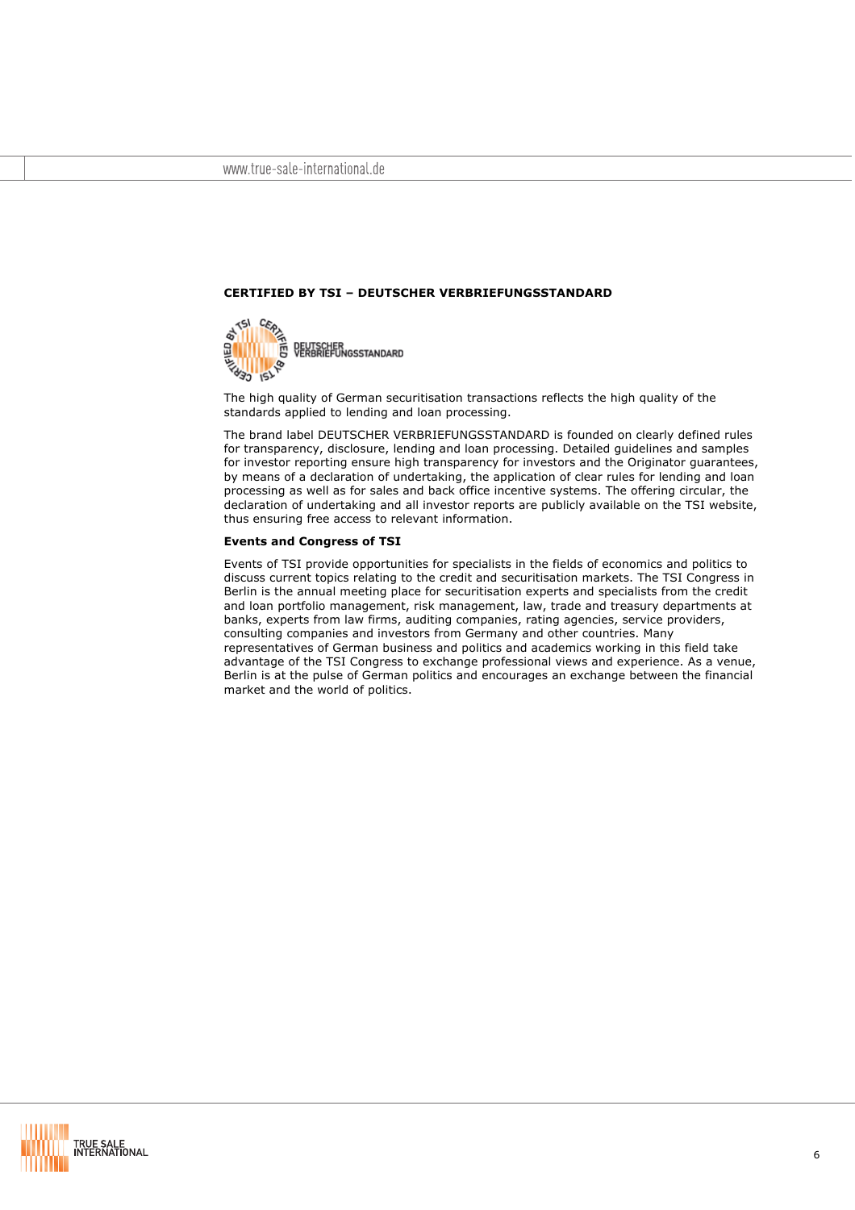**CERTIFIED BY TSI – DEUTSCHER VERBRIEFUNGSSTANDARD**

The high quality of German securitisation transactions reflects the high quality of the standards applied to lending and loan processing.

The brand label DEUTSCHER VERBRIEFUNGSSTANDARD is founded on clearly defined rules for transparency, disclosure, lending and loan processing. Detailed guidelines and samples for investor reporting ensure high transparency for investors and the Originator guarantees, by means of a declaration of undertaking, the application of clear rules for lending and loan processing as well as for sales and back office incentive systems. The offering circular, the declaration of undertaking and all investor reports are publicly available on the TSI website, thus ensuring free access to relevant information.

**Events and Congress of TSI**

Events of TSI provide opportunities for specialists in the fields of economics and politics to discuss current topics relating to the credit and securitisation markets. The TSI Congress in Berlin is the annual meeting place for securitisation experts and specialists from the credit and loan portfolio management, risk management, law, trade and treasury departments at banks, experts from law firms, auditing companies, rating agencies, service providers, consulting companies and investors from Germany and other countries. Many representatives of German business and politics and academics working in this field take advantage of the TSI Congress to exchange professional views and experience. As a venue, Berlin is at the pulse of German politics and encourages an exchange between the financial market and the world of politics.